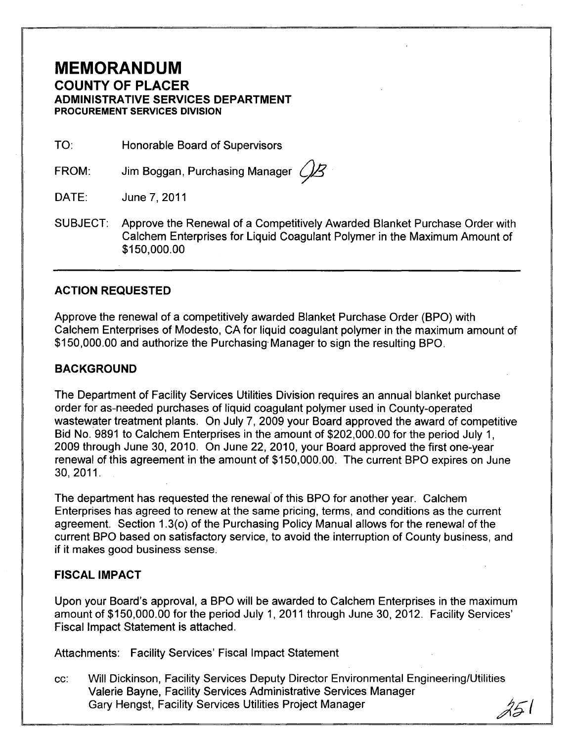# MEMORANDUM

## COUNTY OF PLACER

### ADMINISTRATIVE SERVICES DEPARTMENT

**PROCUREMENT SERVICES DIVISION**

TO: Honorable Board of Supervisors

FROM: Jim Boggan, Purchasing Manager

DATE: June 7, 2011

SUBJECT: Approve the Renewal of a Competitively Awarded Blanket Purchase Order with Calchem Enterprises for Liquid Coagulant Polymer in the Maximum Amount of $150,000.00

---

### ACTION REQUESTED

Approve the renewal of a competitively awarded Blanket Purchase Order (BPO) with Calchem Enterprises of Modesto, CA for liquid coagulant polymer in the maximum amount of $150,000.00 and authorize the Purchasing Manager to sign the resulting BPO.

### BACKGROUND

The Department of Facility Services Utilities Division requires an annual blanket purchase order for as-needed purchases of liquid coagulant polymer used in County-operated wastewater treatment plants. On July 7, 2009 your Board approved the award of competitive Bid No. 9891 to Calchem Enterprises in the amount of $202,000.00 for the period July 1, 2009 through June 30, 2010. On June 22, 2010, your Board approved the first one-year renewal of this agreement in the amount of $150,000.00. The current BPO expires on June 30, 2011.

The department has requested the renewal of this BPO for another year. Calchem Enterprises has agreed to renew at the same pricing, terms, and conditions as the current agreement. Section 1.3(o) of the Purchasing Policy Manual allows for the renewal of the current BPO based on satisfactory service, to avoid the interruption of County business, and if it makes good business sense.

### FISCAL IMPACT

Upon your Board's approval, a BPO will be awarded to Calchem Enterprises in the maximum amount of $150,000.00 for the period July 1, 2011 through June 30, 2012. Facility Services' Fiscal Impact Statement is attached.

Attachments: Facility Services' Fiscal Impact Statement

cc: Will Dickinson, Facility Services Deputy Director Environmental Engineering/Utilities
Valerie Bayne, Facility Services Administrative Services Manager
Gary Hengst, Facility Services Utilities Project Manager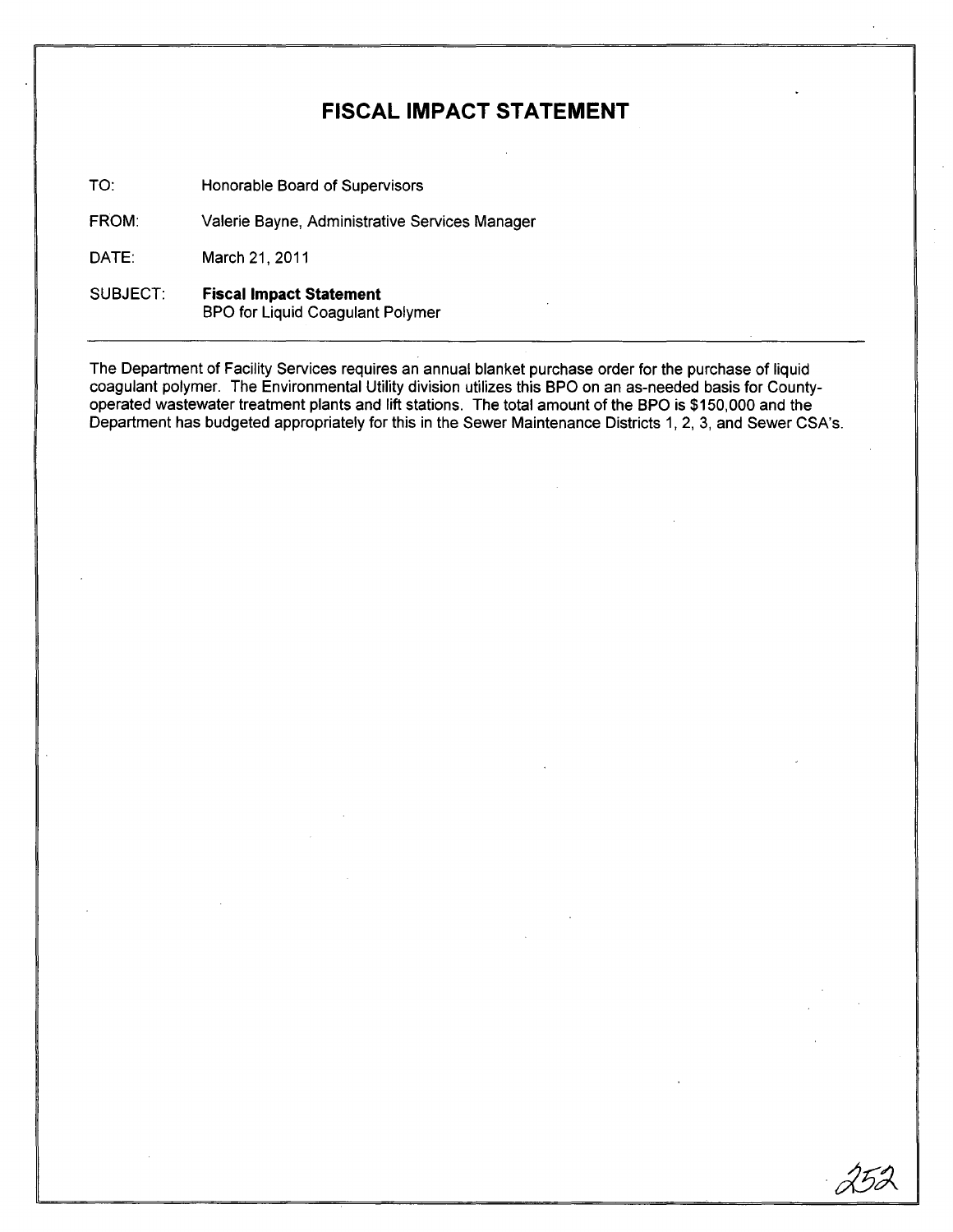# FISCAL IMPACT STATEMENT

TO: Honorable Board of Supervisors

FROM: Valerie Bayne, Administrative Services Manager

DATE: March 21, 2011

SUBJECT: **Fiscal Impact Statement**
BPO for Liquid Coagulant Polymer

---

The Department of Facility Services requires an annual blanket purchase order for the purchase of liquid coagulant polymer. The Environmental Utility division utilizes this BPO on an as-needed basis for County-operated wastewater treatment plants and lift stations. The total amount of the BPO is $150,000 and the Department has budgeted appropriately for this in the Sewer Maintenance Districts 1, 2, 3, and Sewer CSA's.